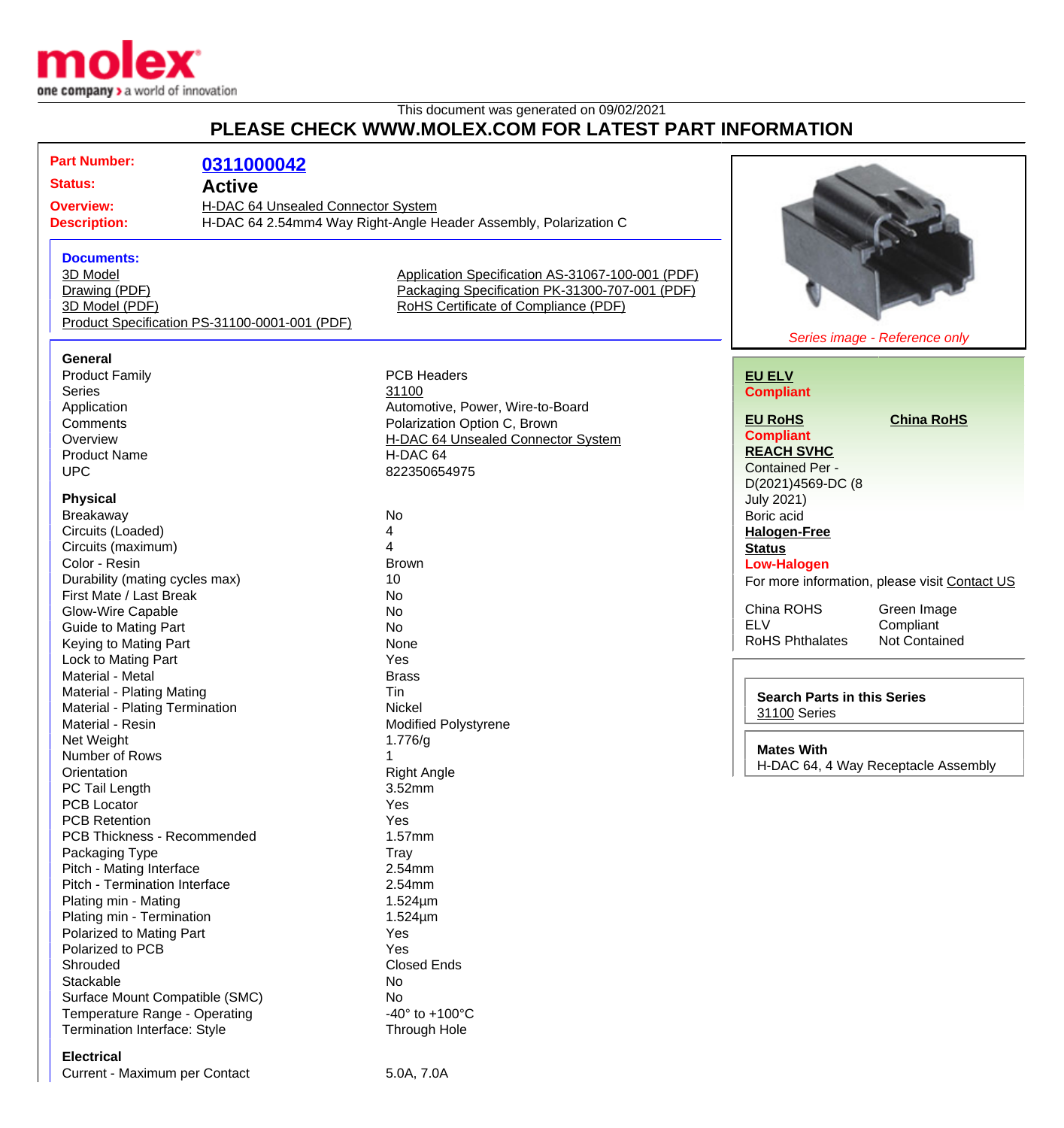This document was generated on 09/02/2021

# PLEASE CHECK WWW.MOLEX.COM FOR LATEST PART INFORMATION

**Part Number:** 0311000042

**Status:** Active

**Overview:** H-DAC 64 Unsealed Connector System

**Description:** H-DAC 64 2.54mm4 Way Right-Angle Header Assembly, Polarization C

### Documents:

- 3D Model
- Drawing (PDF)
- 3D Model (PDF)
- Product Specification PS-31100-0001-001 (PDF)
- Application Specification AS-31067-100-001 (PDF)
- Packaging Specification PK-31300-707-001 (PDF)
- RoHS Certificate of Compliance (PDF)

*Series image - Reference only*

**EU ELV**
**Compliant**

**EU RoHS**
**Compliant**

**China RoHS**

**REACH SVHC**
Contained Per - D(2021)4569-DC (8 July 2021)
Boric acid

**Halogen-Free Status**
**Low-Halogen**

For more information, please visit Contact US

| | |
|---|---|
| China ROHS | Green Image |
| ELV | Compliant |
| RoHS Phthalates | Not Contained |

**Search Parts in this Series**
31100 Series

**Mates With**
H-DAC 64, 4 Way Receptacle Assembly

### General

| | |
|---|---|
| Product Family | PCB Headers |
| Series | 31100 |
| Application | Automotive, Power, Wire-to-Board |
| Comments | Polarization Option C, Brown |
| Overview | H-DAC 64 Unsealed Connector System |
| Product Name | H-DAC 64 |
| UPC | 822350654975 |

### Physical

| | |
|---|---|
| Breakaway | No |
| Circuits (Loaded) | 4 |
| Circuits (maximum) | 4 |
| Color - Resin | Brown |
| Durability (mating cycles max) | 10 |
| First Mate / Last Break | No |
| Glow-Wire Capable | No |
| Guide to Mating Part | No |
| Keying to Mating Part | None |
| Lock to Mating Part | Yes |
| Material - Metal | Brass |
| Material - Plating Mating | Tin |
| Material - Plating Termination | Nickel |
| Material - Resin | Modified Polystyrene |
| Net Weight | 1.776/g |
| Number of Rows | 1 |
| Orientation | Right Angle |
| PC Tail Length | 3.52mm |
| PCB Locator | Yes |
| PCB Retention | Yes |
| PCB Thickness - Recommended | 1.57mm |
| Packaging Type | Tray |
| Pitch - Mating Interface | 2.54mm |
| Pitch - Termination Interface | 2.54mm |
| Plating min - Mating | 1.524µm |
| Plating min - Termination | 1.524µm |
| Polarized to Mating Part | Yes |
| Polarized to PCB | Yes |
| Shrouded | Closed Ends |
| Stackable | No |
| Surface Mount Compatible (SMC) | No |
| Temperature Range - Operating | -40° to +100°C |
| Termination Interface: Style | Through Hole |

### Electrical

| | |
|---|---|
| Current - Maximum per Contact | 5.0A, 7.0A |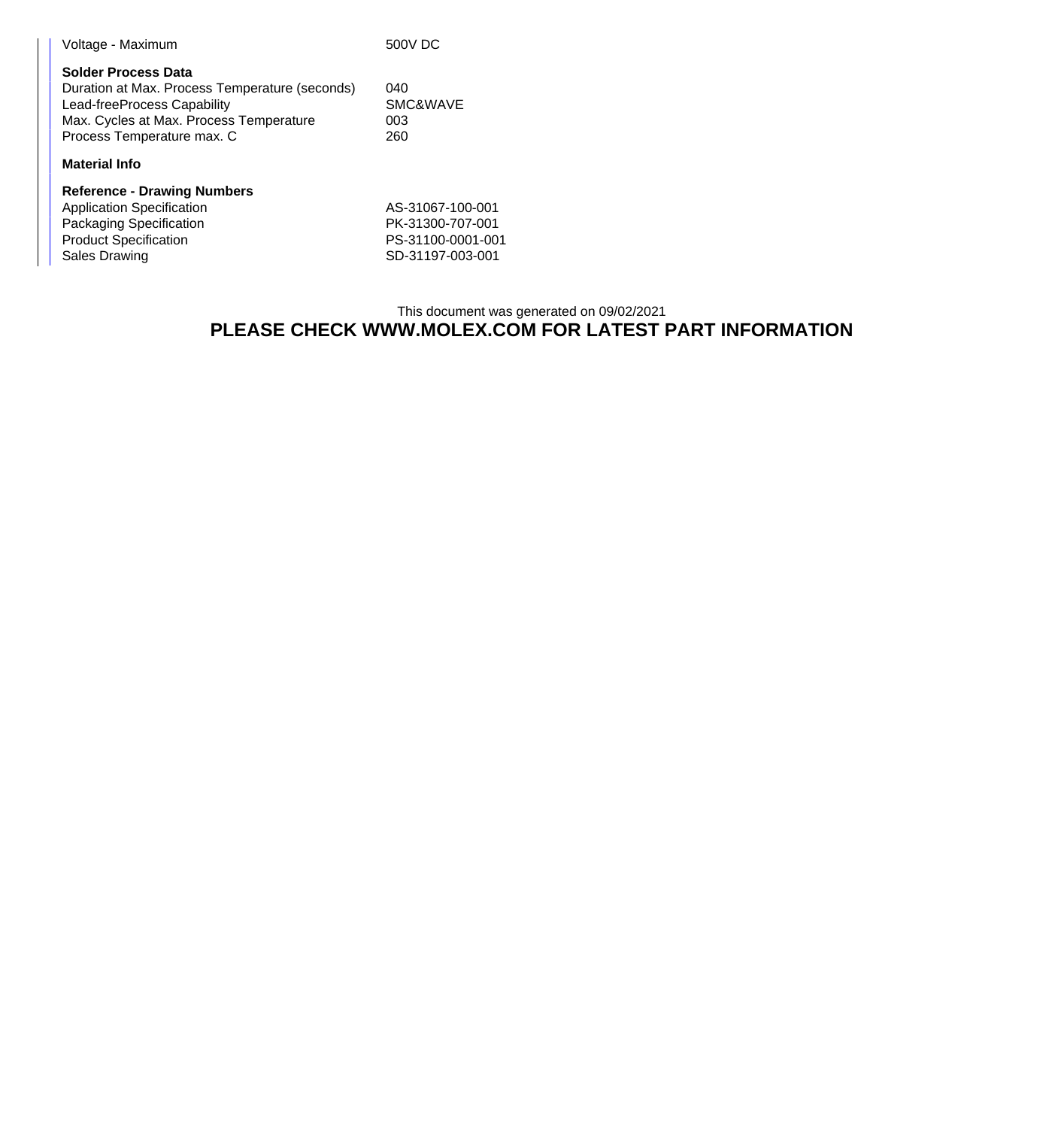| | |
|---|---|
| Voltage - Maximum | 500V DC |

**Solder Process Data**

| | |
|---|---|
| Duration at Max. Process Temperature (seconds) | 040 |
| Lead-freeProcess Capability | SMC&WAVE |
| Max. Cycles at Max. Process Temperature | 003 |
| Process Temperature max. C | 260 |

**Material Info**

**Reference - Drawing Numbers**

| | |
|---|---|
| Application Specification | AS-31067-100-001 |
| Packaging Specification | PK-31300-707-001 |
| Product Specification | PS-31100-0001-001 |
| Sales Drawing | SD-31197-003-001 |

This document was generated on 09/02/2021

**PLEASE CHECK WWW.MOLEX.COM FOR LATEST PART INFORMATION**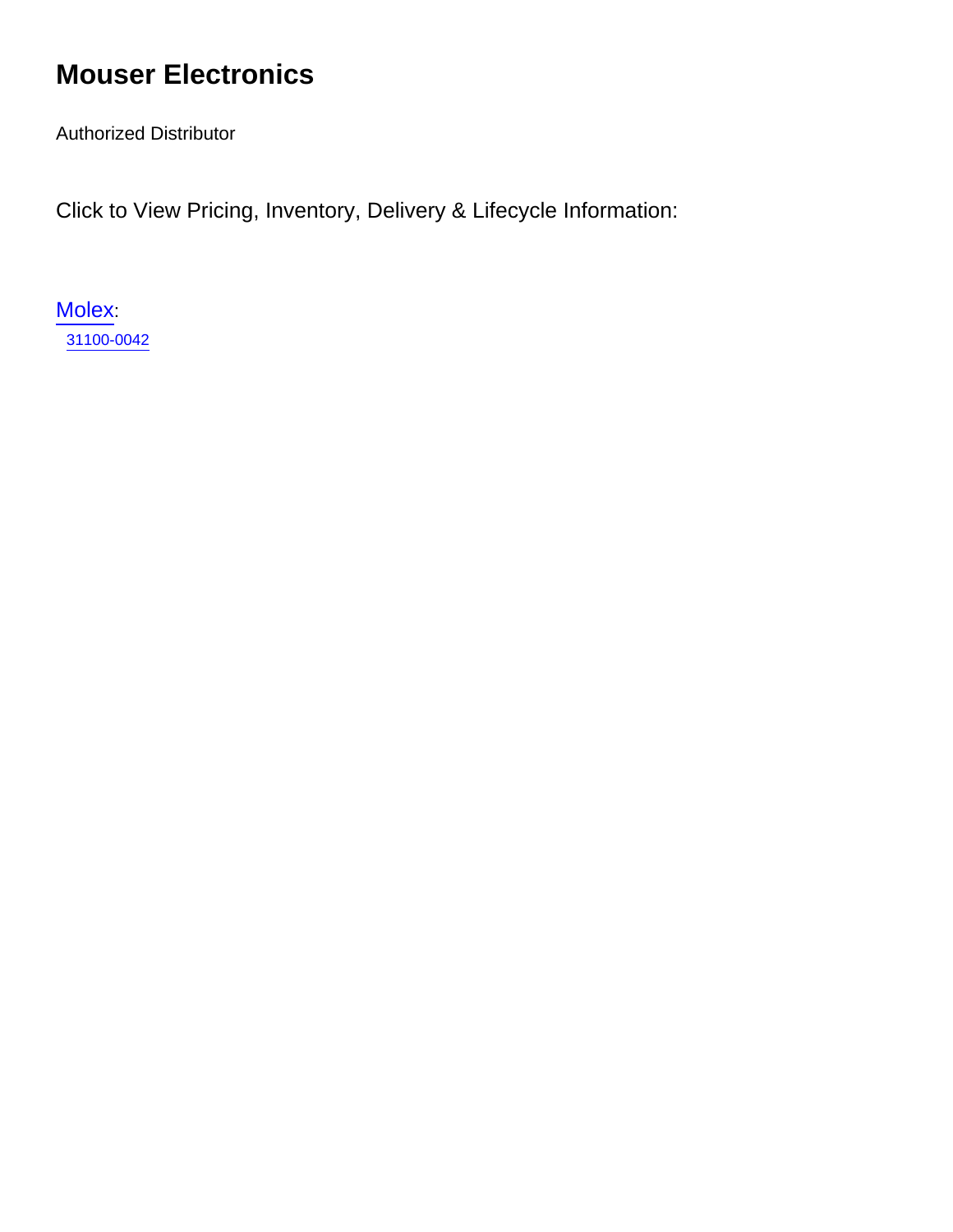# Mouser Electronics

Authorized Distributor

Click to View Pricing, Inventory, Delivery & Lifecycle Information:

Molex:

31100-0042